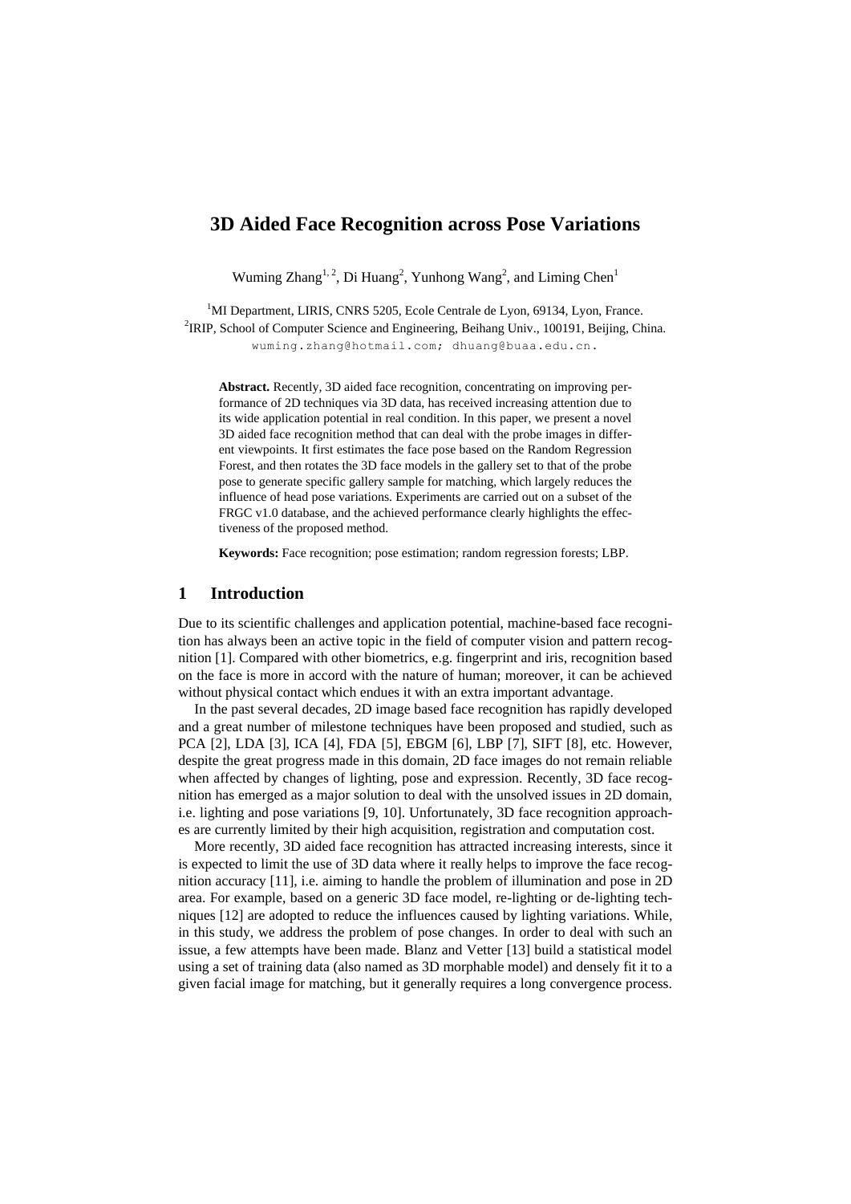# 3D Aided Face Recognition across Pose Variations

Wuming Zhang[1, 2], Di Huang[2], Yunhong Wang[2], and Liming Chen[1]

[1]MI Department, LIRIS, CNRS 5205, Ecole Centrale de Lyon, 69134, Lyon, France.
[2]IRIP, School of Computer Science and Engineering, Beihang Univ., 100191, Beijing, China.
wuming.zhang@hotmail.com; dhuang@buaa.edu.cn.

**Abstract.** Recently, 3D aided face recognition, concentrating on improving performance of 2D techniques via 3D data, has received increasing attention due to its wide application potential in real condition. In this paper, we present a novel 3D aided face recognition method that can deal with the probe images in different viewpoints. It first estimates the face pose based on the Random Regression Forest, and then rotates the 3D face models in the gallery set to that of the probe pose to generate specific gallery sample for matching, which largely reduces the influence of head pose variations. Experiments are carried out on a subset of the FRGC v1.0 database, and the achieved performance clearly highlights the effectiveness of the proposed method.

**Keywords:** Face recognition; pose estimation; random regression forests; LBP.

## 1 Introduction

Due to its scientific challenges and application potential, machine-based face recognition has always been an active topic in the field of computer vision and pattern recognition [1]. Compared with other biometrics, e.g. fingerprint and iris, recognition based on the face is more in accord with the nature of human; moreover, it can be achieved without physical contact which endues it with an extra important advantage.

In the past several decades, 2D image based face recognition has rapidly developed and a great number of milestone techniques have been proposed and studied, such as PCA [2], LDA [3], ICA [4], FDA [5], EBGM [6], LBP [7], SIFT [8], etc. However, despite the great progress made in this domain, 2D face images do not remain reliable when affected by changes of lighting, pose and expression. Recently, 3D face recognition has emerged as a major solution to deal with the unsolved issues in 2D domain, i.e. lighting and pose variations [9, 10]. Unfortunately, 3D face recognition approaches are currently limited by their high acquisition, registration and computation cost.

More recently, 3D aided face recognition has attracted increasing interests, since it is expected to limit the use of 3D data where it really helps to improve the face recognition accuracy [11], i.e. aiming to handle the problem of illumination and pose in 2D area. For example, based on a generic 3D face model, re-lighting or de-lighting techniques [12] are adopted to reduce the influences caused by lighting variations. While, in this study, we address the problem of pose changes. In order to deal with such an issue, a few attempts have been made. Blanz and Vetter [13] build a statistical model using a set of training data (also named as 3D morphable model) and densely fit it to a given facial image for matching, but it generally requires a long convergence process.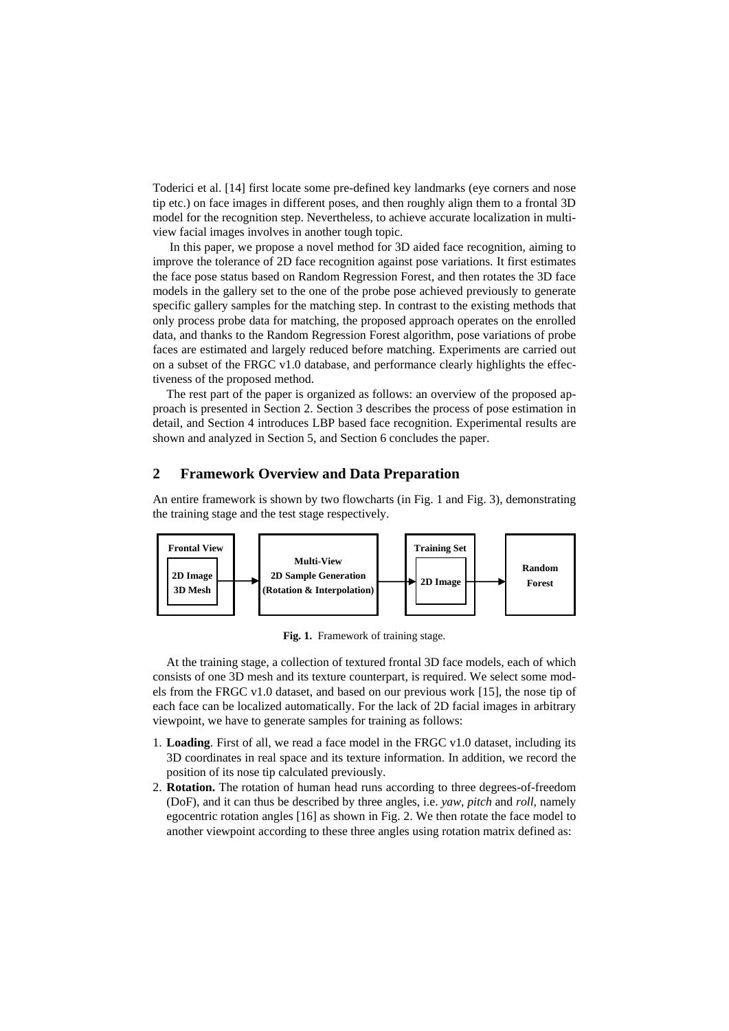Toderici et al. [14] first locate some pre-defined key landmarks (eye corners and nose tip etc.) on face images in different poses, and then roughly align them to a frontal 3D model for the recognition step. Nevertheless, to achieve accurate localization in multi-view facial images involves in another tough topic.

In this paper, we propose a novel method for 3D aided face recognition, aiming to improve the tolerance of 2D face recognition against pose variations. It first estimates the face pose status based on Random Regression Forest, and then rotates the 3D face models in the gallery set to the one of the probe pose achieved previously to generate specific gallery samples for the matching step. In contrast to the existing methods that only process probe data for matching, the proposed approach operates on the enrolled data, and thanks to the Random Regression Forest algorithm, pose variations of probe faces are estimated and largely reduced before matching. Experiments are carried out on a subset of the FRGC v1.0 database, and performance clearly highlights the effectiveness of the proposed method.

The rest part of the paper is organized as follows: an overview of the proposed approach is presented in Section 2. Section 3 describes the process of pose estimation in detail, and Section 4 introduces LBP based face recognition. Experimental results are shown and analyzed in Section 5, and Section 6 concludes the paper.

## 2 Framework Overview and Data Preparation

An entire framework is shown by two flowcharts (in Fig. 1 and Fig. 3), demonstrating the training stage and the test stage respectively.

Frontal View: 2D Image, 3D Mesh → Multi-View 2D Sample Generation (Rotation & Interpolation) → Training Set: 2D Image → Random Forest

**Fig. 1.** Framework of training stage.

At the training stage, a collection of textured frontal 3D face models, each of which consists of one 3D mesh and its texture counterpart, is required. We select some models from the FRGC v1.0 dataset, and based on our previous work [15], the nose tip of each face can be localized automatically. For the lack of 2D facial images in arbitrary viewpoint, we have to generate samples for training as follows:

1. **Loading**. First of all, we read a face model in the FRGC v1.0 dataset, including its 3D coordinates in real space and its texture information. In addition, we record the position of its nose tip calculated previously.
2. **Rotation.** The rotation of human head runs according to three degrees-of-freedom (DoF), and it can thus be described by three angles, i.e. *yaw*, *pitch* and *roll*, namely egocentric rotation angles [16] as shown in Fig. 2. We then rotate the face model to another viewpoint according to these three angles using rotation matrix defined as: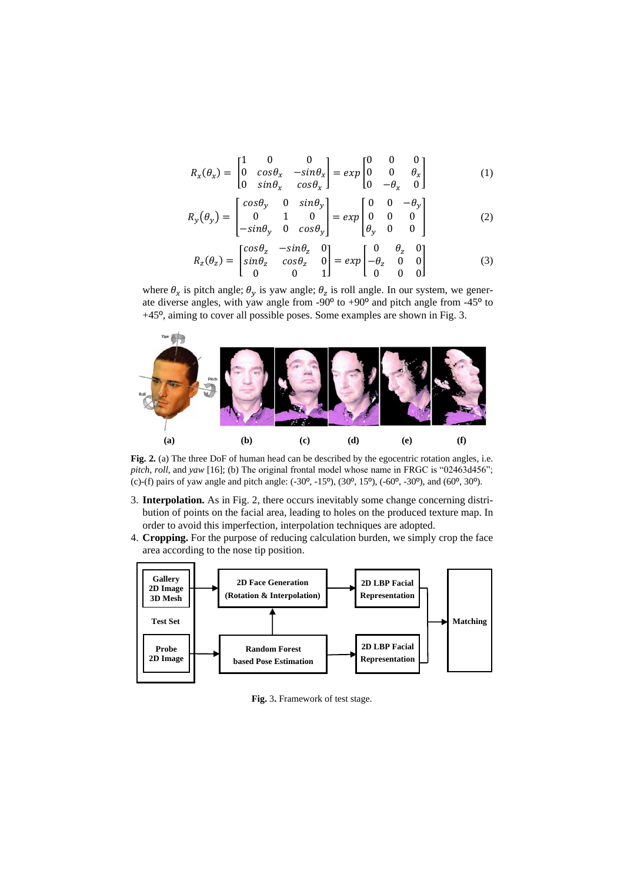$$R_x(\theta_x) = \begin{bmatrix} 1 & 0 & 0 \\ 0 & cos\theta_x & -sin\theta_x \\ 0 & sin\theta_x & cos\theta_x \end{bmatrix} = exp\begin{bmatrix} 0 & 0 & 0 \\ 0 & 0 & \theta_x \\ 0 & -\theta_x & 0 \end{bmatrix} \tag{1}$$

$$R_y(\theta_y) = \begin{bmatrix} cos\theta_y & 0 & sin\theta_y \\ 0 & 1 & 0 \\ -sin\theta_y & 0 & cos\theta_y \end{bmatrix} = exp\begin{bmatrix} 0 & 0 & -\theta_y \\ 0 & 0 & 0 \\ \theta_y & 0 & 0 \end{bmatrix} \tag{2}$$

$$R_z(\theta_z) = \begin{bmatrix} cos\theta_z & -sin\theta_z & 0 \\ sin\theta_z & cos\theta_z & 0 \\ 0 & 0 & 1 \end{bmatrix} = exp\begin{bmatrix} 0 & \theta_z & 0 \\ -\theta_z & 0 & 0 \\ 0 & 0 & 0 \end{bmatrix} \tag{3}$$

where $\theta_x$ is pitch angle; $\theta_y$ is yaw angle; $\theta_z$ is roll angle. In our system, we generate diverse angles, with yaw angle from -90º to +90º and pitch angle from -45º to +45º, aiming to cover all possible poses. Some examples are shown in Fig. 3.

**Fig. 2.** (a) The three DoF of human head can be described by the egocentric rotation angles, i.e. *pitch*, *roll*, and *yaw* [16]; (b) The original frontal model whose name in FRGC is "02463d456"; (c)-(f) pairs of yaw angle and pitch angle: (-30º, -15º), (30º, 15º), (-60º, -30º), and (60º, 30º).

3. **Interpolation.** As in Fig. 2, there occurs inevitably some change concerning distribution of points on the facial area, leading to holes on the produced texture map. In order to avoid this imperfection, interpolation techniques are adopted.
4. **Cropping.** For the purpose of reducing calculation burden, we simply crop the face area according to the nose tip position.

**Fig.** 3**.** Framework of test stage.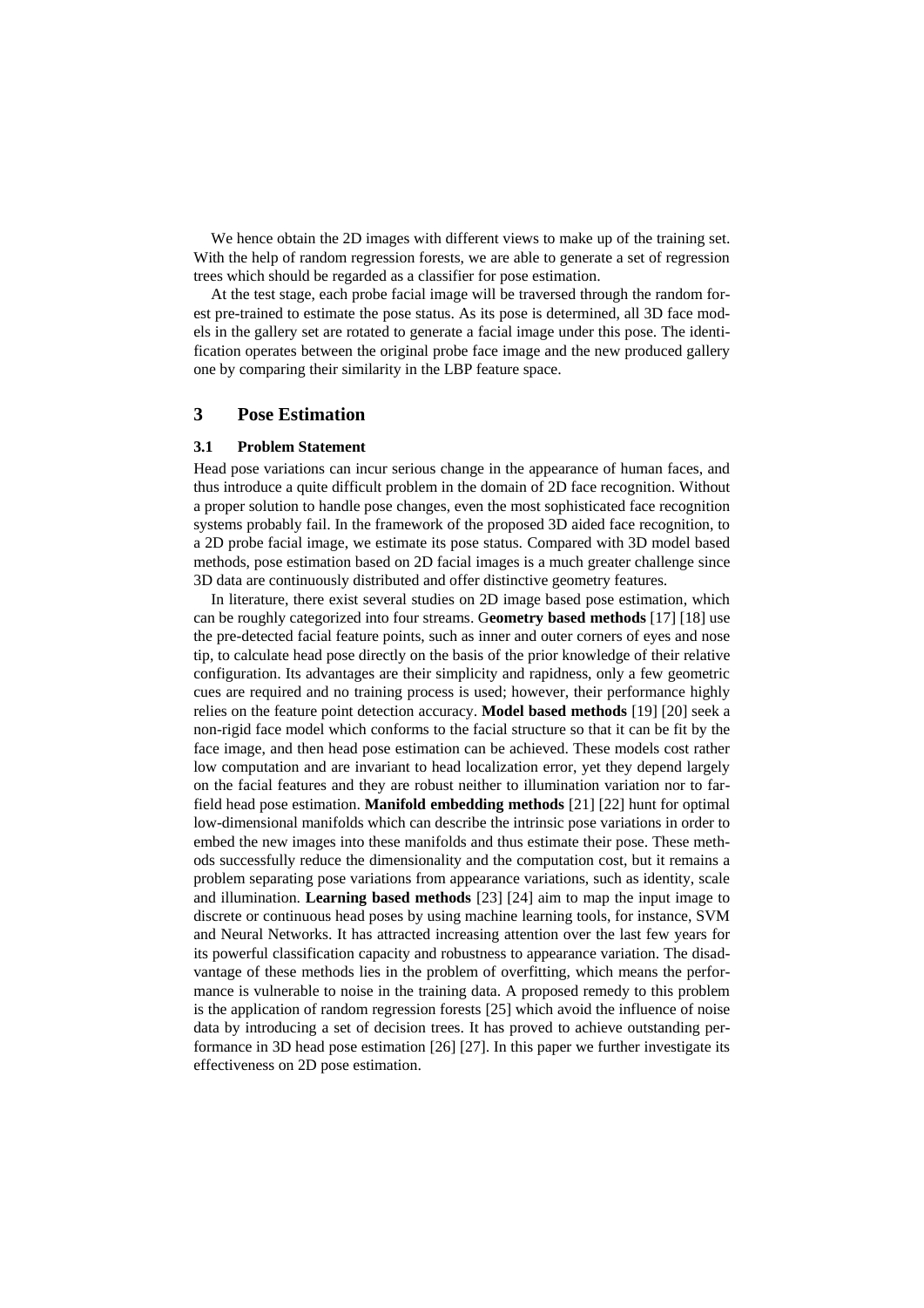We hence obtain the 2D images with different views to make up of the training set. With the help of random regression forests, we are able to generate a set of regression trees which should be regarded as a classifier for pose estimation.

At the test stage, each probe facial image will be traversed through the random forest pre-trained to estimate the pose status. As its pose is determined, all 3D face models in the gallery set are rotated to generate a facial image under this pose. The identification operates between the original probe face image and the new produced gallery one by comparing their similarity in the LBP feature space.

# 3 Pose Estimation

## 3.1 Problem Statement

Head pose variations can incur serious change in the appearance of human faces, and thus introduce a quite difficult problem in the domain of 2D face recognition. Without a proper solution to handle pose changes, even the most sophisticated face recognition systems probably fail. In the framework of the proposed 3D aided face recognition, to a 2D probe facial image, we estimate its pose status. Compared with 3D model based methods, pose estimation based on 2D facial images is a much greater challenge since 3D data are continuously distributed and offer distinctive geometry features.

In literature, there exist several studies on 2D image based pose estimation, which can be roughly categorized into four streams. G**eometry based methods** [17] [18] use the pre-detected facial feature points, such as inner and outer corners of eyes and nose tip, to calculate head pose directly on the basis of the prior knowledge of their relative configuration. Its advantages are their simplicity and rapidness, only a few geometric cues are required and no training process is used; however, their performance highly relies on the feature point detection accuracy. **Model based methods** [19] [20] seek a non-rigid face model which conforms to the facial structure so that it can be fit by the face image, and then head pose estimation can be achieved. These models cost rather low computation and are invariant to head localization error, yet they depend largely on the facial features and they are robust neither to illumination variation nor to far-field head pose estimation. **Manifold embedding methods** [21] [22] hunt for optimal low-dimensional manifolds which can describe the intrinsic pose variations in order to embed the new images into these manifolds and thus estimate their pose. These methods successfully reduce the dimensionality and the computation cost, but it remains a problem separating pose variations from appearance variations, such as identity, scale and illumination. **Learning based methods** [23] [24] aim to map the input image to discrete or continuous head poses by using machine learning tools, for instance, SVM and Neural Networks. It has attracted increasing attention over the last few years for its powerful classification capacity and robustness to appearance variation. The disadvantage of these methods lies in the problem of overfitting, which means the performance is vulnerable to noise in the training data. A proposed remedy to this problem is the application of random regression forests [25] which avoid the influence of noise data by introducing a set of decision trees. It has proved to achieve outstanding performance in 3D head pose estimation [26] [27]. In this paper we further investigate its effectiveness on 2D pose estimation.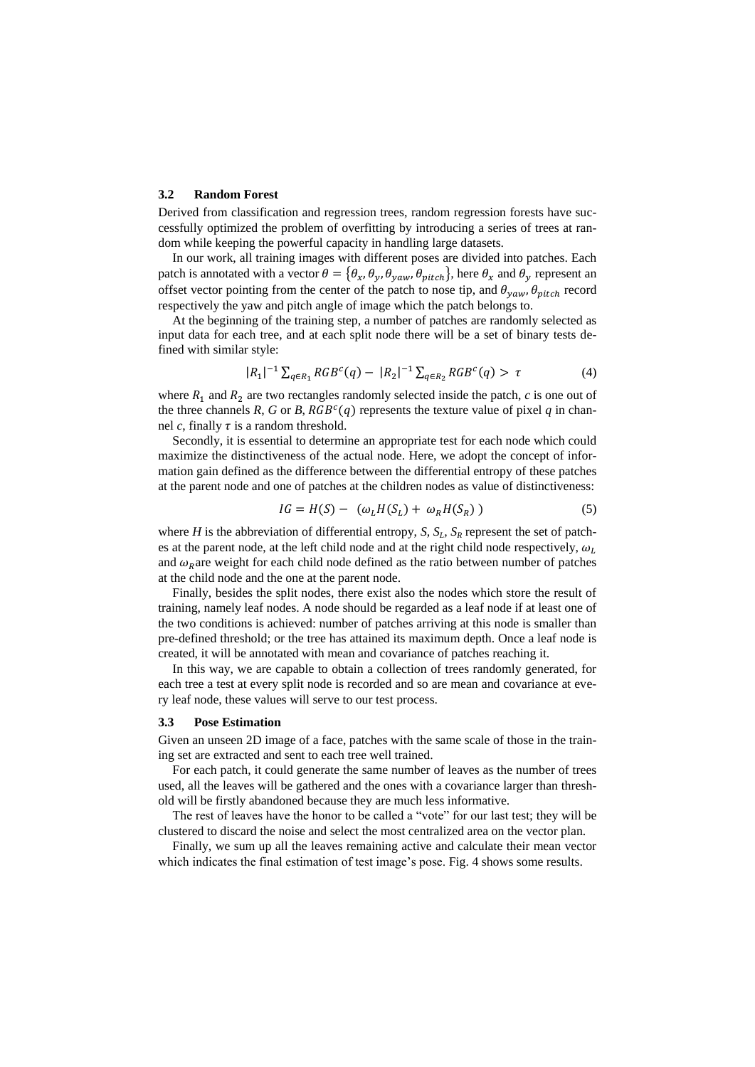### 3.2 Random Forest

Derived from classification and regression trees, random regression forests have successfully optimized the problem of overfitting by introducing a series of trees at random while keeping the powerful capacity in handling large datasets.

In our work, all training images with different poses are divided into patches. Each patch is annotated with a vector $\theta = \{\theta_x, \theta_y, \theta_{yaw}, \theta_{pitch}\}$, here $\theta_x$ and $\theta_y$ represent an offset vector pointing from the center of the patch to nose tip, and $\theta_{yaw}$, $\theta_{pitch}$ record respectively the yaw and pitch angle of image which the patch belongs to.

At the beginning of the training step, a number of patches are randomly selected as input data for each tree, and at each split node there will be a set of binary tests defined with similar style:

$$|R_1|^{-1} \sum_{q \in R_1} RGB^c(q) - |R_2|^{-1} \sum_{q \in R_2} RGB^c(q) > \tau \tag{4}$$

where $R_1$ and $R_2$ are two rectangles randomly selected inside the patch, $c$ is one out of the three channels $R$, $G$ or $B$, $RGB^c(q)$ represents the texture value of pixel $q$ in channel $c$, finally $\tau$ is a random threshold.

Secondly, it is essential to determine an appropriate test for each node which could maximize the distinctiveness of the actual node. Here, we adopt the concept of information gain defined as the difference between the differential entropy of these patches at the parent node and one of patches at the children nodes as value of distinctiveness:

$$IG = H(S) - (\omega_L H(S_L) + \omega_R H(S_R)) \tag{5}$$

where $H$ is the abbreviation of differential entropy, $S$, $S_L$, $S_R$ represent the set of patches at the parent node, at the left child node and at the right child node respectively, $\omega_L$ and $\omega_R$ are weight for each child node defined as the ratio between number of patches at the child node and the one at the parent node.

Finally, besides the split nodes, there exist also the nodes which store the result of training, namely leaf nodes. A node should be regarded as a leaf node if at least one of the two conditions is achieved: number of patches arriving at this node is smaller than pre-defined threshold; or the tree has attained its maximum depth. Once a leaf node is created, it will be annotated with mean and covariance of patches reaching it.

In this way, we are capable to obtain a collection of trees randomly generated, for each tree a test at every split node is recorded and so are mean and covariance at every leaf node, these values will serve to our test process.

### 3.3 Pose Estimation

Given an unseen 2D image of a face, patches with the same scale of those in the training set are extracted and sent to each tree well trained.

For each patch, it could generate the same number of leaves as the number of trees used, all the leaves will be gathered and the ones with a covariance larger than threshold will be firstly abandoned because they are much less informative.

The rest of leaves have the honor to be called a "vote" for our last test; they will be clustered to discard the noise and select the most centralized area on the vector plan.

Finally, we sum up all the leaves remaining active and calculate their mean vector which indicates the final estimation of test image's pose. Fig. 4 shows some results.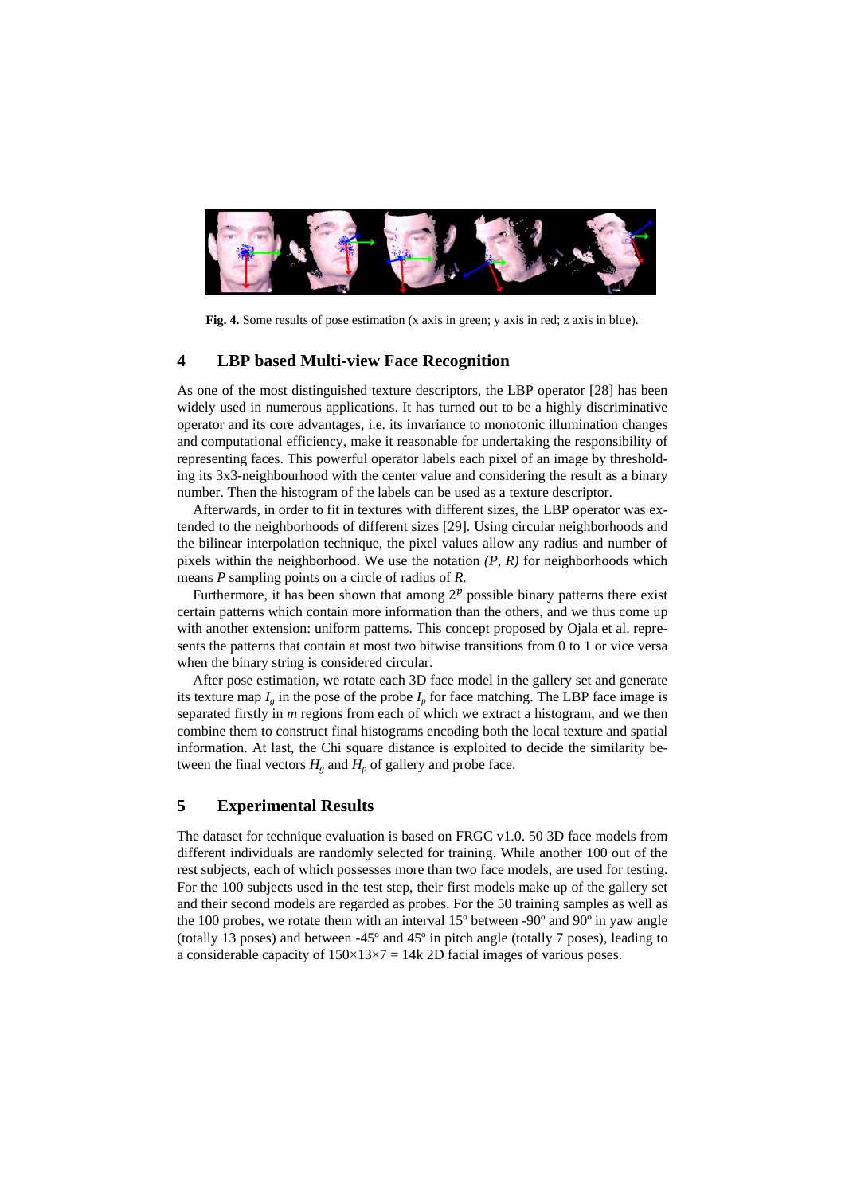Fig. 4. Some results of pose estimation (x axis in green; y axis in red; z axis in blue).

## 4 LBP based Multi-view Face Recognition

As one of the most distinguished texture descriptors, the LBP operator [28] has been widely used in numerous applications. It has turned out to be a highly discriminative operator and its core advantages, i.e. its invariance to monotonic illumination changes and computational efficiency, make it reasonable for undertaking the responsibility of representing faces. This powerful operator labels each pixel of an image by thresholding its 3x3-neighbourhood with the center value and considering the result as a binary number. Then the histogram of the labels can be used as a texture descriptor.

Afterwards, in order to fit in textures with different sizes, the LBP operator was extended to the neighborhoods of different sizes [29]. Using circular neighborhoods and the bilinear interpolation technique, the pixel values allow any radius and number of pixels within the neighborhood. We use the notation *(P, R)* for neighborhoods which means *P* sampling points on a circle of radius of *R*.

Furthermore, it has been shown that among $2^P$ possible binary patterns there exist certain patterns which contain more information than the others, and we thus come up with another extension: uniform patterns. This concept proposed by Ojala et al. represents the patterns that contain at most two bitwise transitions from 0 to 1 or vice versa when the binary string is considered circular.

After pose estimation, we rotate each 3D face model in the gallery set and generate its texture map $I_g$ in the pose of the probe $I_p$ for face matching. The LBP face image is separated firstly in *m* regions from each of which we extract a histogram, and we then combine them to construct final histograms encoding both the local texture and spatial information. At last, the Chi square distance is exploited to decide the similarity between the final vectors $H_g$ and $H_p$ of gallery and probe face.

## 5 Experimental Results

The dataset for technique evaluation is based on FRGC v1.0. 50 3D face models from different individuals are randomly selected for training. While another 100 out of the rest subjects, each of which possesses more than two face models, are used for testing. For the 100 subjects used in the test step, their first models make up of the gallery set and their second models are regarded as probes. For the 50 training samples as well as the 100 probes, we rotate them with an interval 15º between -90º and 90º in yaw angle (totally 13 poses) and between -45º and 45º in pitch angle (totally 7 poses), leading to a considerable capacity of $150\times13\times7$ = 14k 2D facial images of various poses.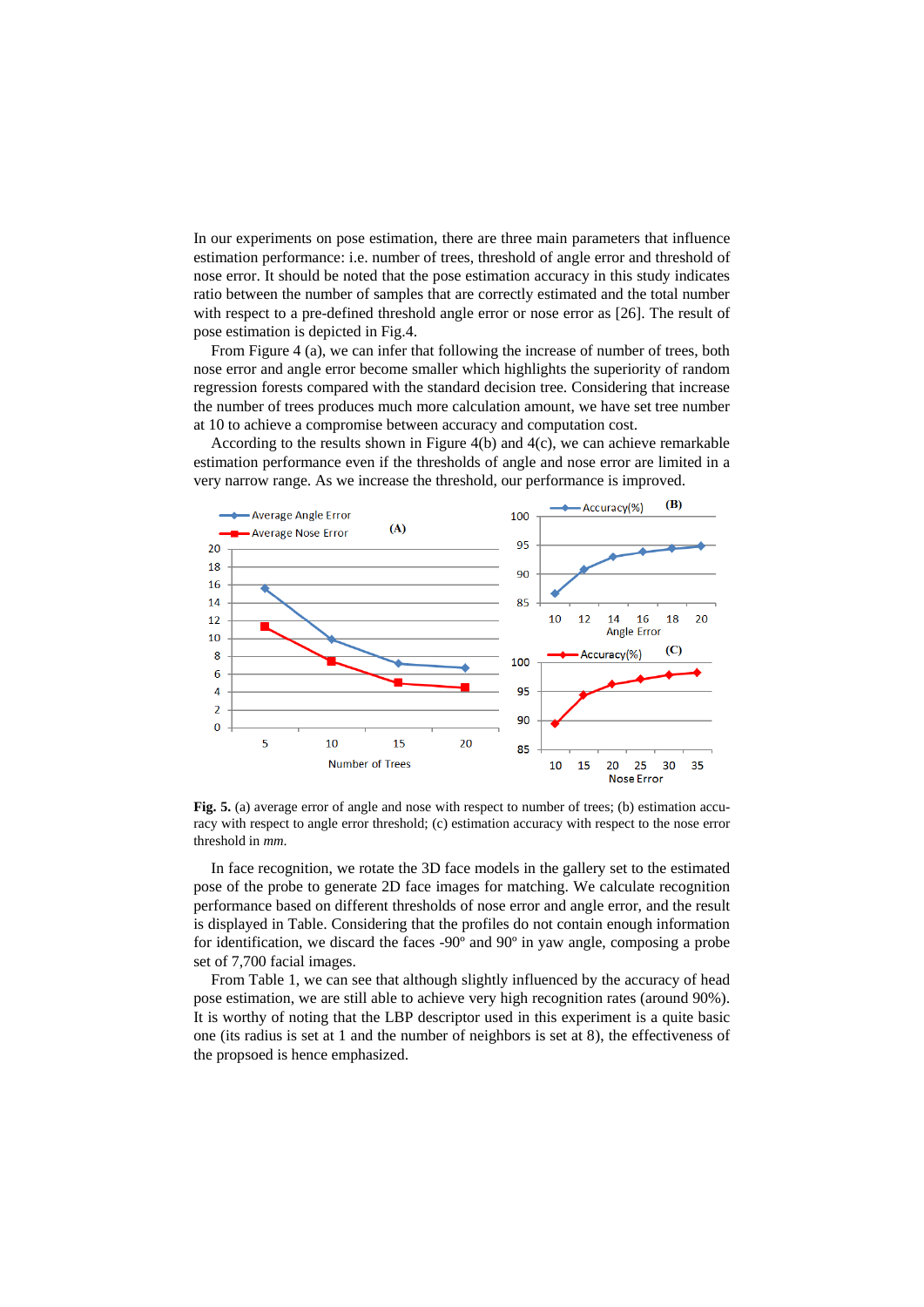In our experiments on pose estimation, there are three main parameters that influence estimation performance: i.e. number of trees, threshold of angle error and threshold of nose error. It should be noted that the pose estimation accuracy in this study indicates ratio between the number of samples that are correctly estimated and the total number with respect to a pre-defined threshold angle error or nose error as [26]. The result of pose estimation is depicted in Fig.4.

From Figure 4 (a), we can infer that following the increase of number of trees, both nose error and angle error become smaller which highlights the superiority of random regression forests compared with the standard decision tree. Considering that increase the number of trees produces much more calculation amount, we have set tree number at 10 to achieve a compromise between accuracy and computation cost.

According to the results shown in Figure 4(b) and 4(c), we can achieve remarkable estimation performance even if the thresholds of angle and nose error are limited in a very narrow range. As we increase the threshold, our performance is improved.

**Fig. 5.** (a) average error of angle and nose with respect to number of trees; (b) estimation accuracy with respect to angle error threshold; (c) estimation accuracy with respect to the nose error threshold in *mm*.

In face recognition, we rotate the 3D face models in the gallery set to the estimated pose of the probe to generate 2D face images for matching. We calculate recognition performance based on different thresholds of nose error and angle error, and the result is displayed in Table. Considering that the profiles do not contain enough information for identification, we discard the faces -90º and 90º in yaw angle, composing a probe set of 7,700 facial images.

From Table 1, we can see that although slightly influenced by the accuracy of head pose estimation, we are still able to achieve very high recognition rates (around 90%). It is worthy of noting that the LBP descriptor used in this experiment is a quite basic one (its radius is set at 1 and the number of neighbors is set at 8), the effectiveness of the propsoed is hence emphasized.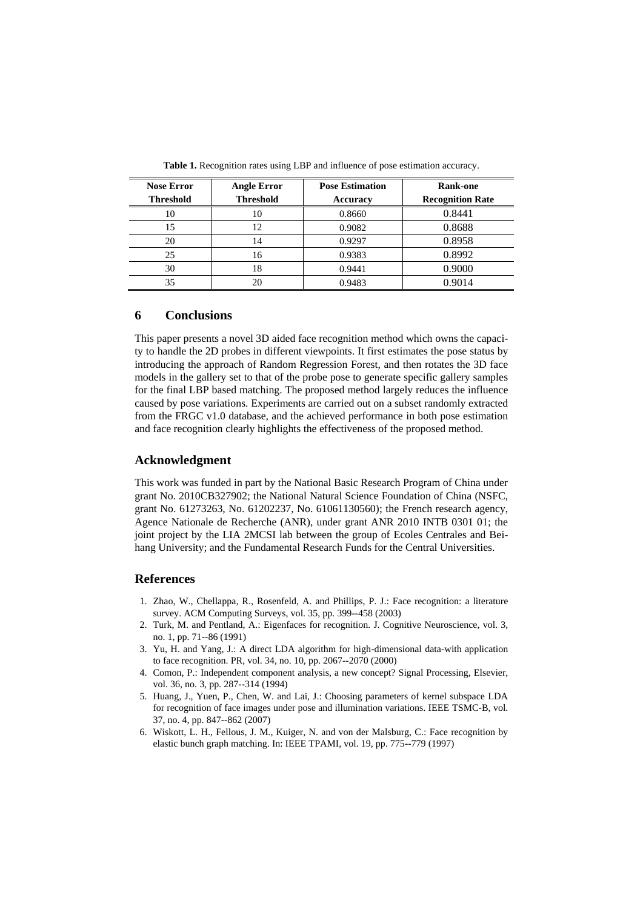**Table 1.** Recognition rates using LBP and influence of pose estimation accuracy.

| Nose Error Threshold | Angle Error Threshold | Pose Estimation Accuracy | Rank-one Recognition Rate |
|---|---|---|---|
| 10 | 10 | 0.8660 | 0.8441 |
| 15 | 12 | 0.9082 | 0.8688 |
| 20 | 14 | 0.9297 | 0.8958 |
| 25 | 16 | 0.9383 | 0.8992 |
| 30 | 18 | 0.9441 | 0.9000 |
| 35 | 20 | 0.9483 | 0.9014 |

## 6 Conclusions

This paper presents a novel 3D aided face recognition method which owns the capacity to handle the 2D probes in different viewpoints. It first estimates the pose status by introducing the approach of Random Regression Forest, and then rotates the 3D face models in the gallery set to that of the probe pose to generate specific gallery samples for the final LBP based matching. The proposed method largely reduces the influence caused by pose variations. Experiments are carried out on a subset randomly extracted from the FRGC v1.0 database, and the achieved performance in both pose estimation and face recognition clearly highlights the effectiveness of the proposed method.

## Acknowledgment

This work was funded in part by the National Basic Research Program of China under grant No. 2010CB327902; the National Natural Science Foundation of China (NSFC, grant No. 61273263, No. 61202237, No. 61061130560); the French research agency, Agence Nationale de Recherche (ANR), under grant ANR 2010 INTB 0301 01; the joint project by the LIA 2MCSI lab between the group of Ecoles Centrales and Beihang University; and the Fundamental Research Funds for the Central Universities.

## References

1. Zhao, W., Chellappa, R., Rosenfeld, A. and Phillips, P. J.: Face recognition: a literature survey. ACM Computing Surveys, vol. 35, pp. 399--458 (2003)
2. Turk, M. and Pentland, A.: Eigenfaces for recognition. J. Cognitive Neuroscience, vol. 3, no. 1, pp. 71--86 (1991)
3. Yu, H. and Yang, J.: A direct LDA algorithm for high-dimensional data-with application to face recognition. PR, vol. 34, no. 10, pp. 2067--2070 (2000)
4. Comon, P.: Independent component analysis, a new concept? Signal Processing, Elsevier, vol. 36, no. 3, pp. 287--314 (1994)
5. Huang, J., Yuen, P., Chen, W. and Lai, J.: Choosing parameters of kernel subspace LDA for recognition of face images under pose and illumination variations. IEEE TSMC-B, vol. 37, no. 4, pp. 847--862 (2007)
6. Wiskott, L. H., Fellous, J. M., Kuiger, N. and von der Malsburg, C.: Face recognition by elastic bunch graph matching. In: IEEE TPAMI, vol. 19, pp. 775--779 (1997)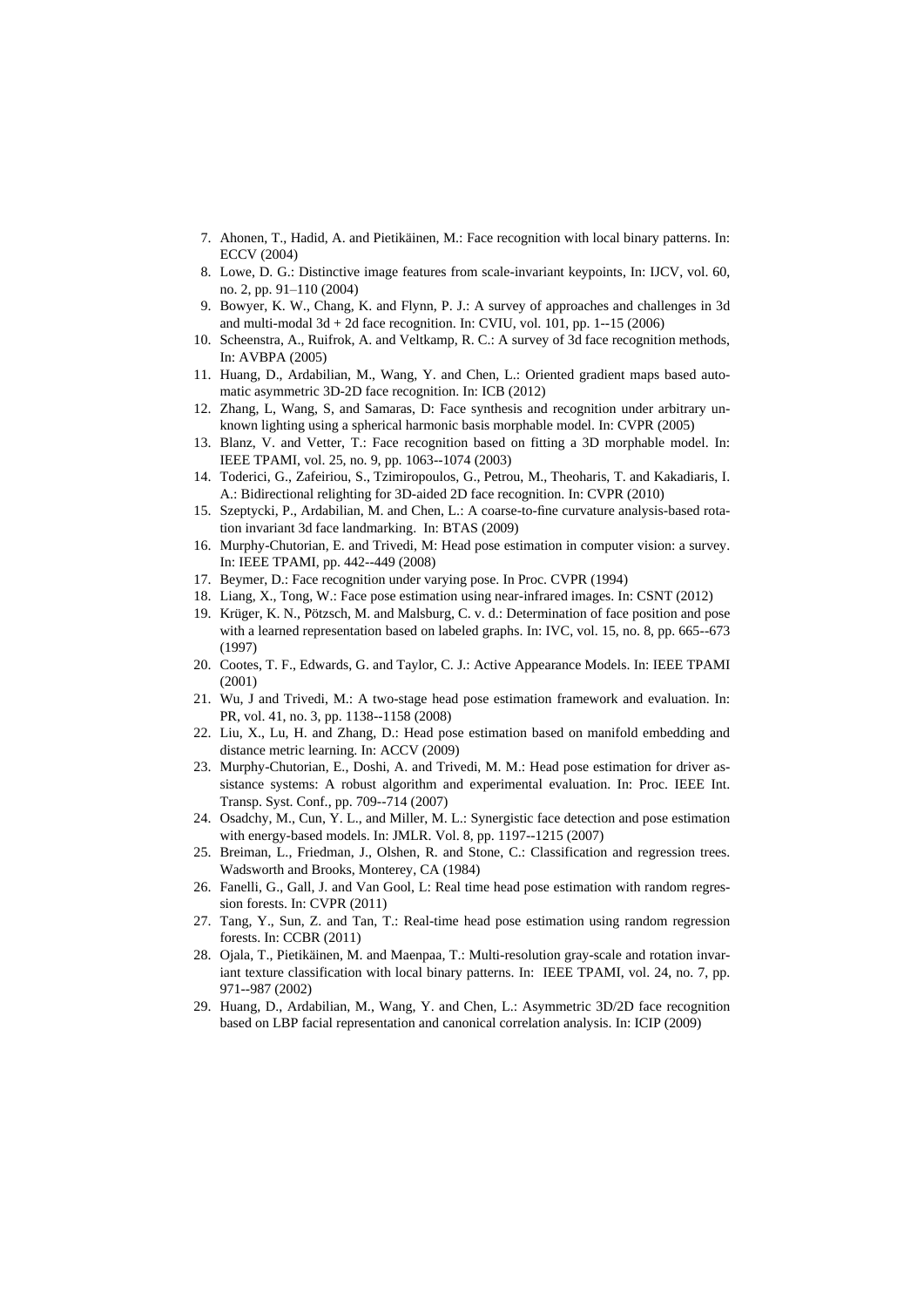7. Ahonen, T., Hadid, A. and Pietikäinen, M.: Face recognition with local binary patterns. In: ECCV (2004)
8. Lowe, D. G.: Distinctive image features from scale-invariant keypoints, In: IJCV, vol. 60, no. 2, pp. 91–110 (2004)
9. Bowyer, K. W., Chang, K. and Flynn, P. J.: A survey of approaches and challenges in 3d and multi-modal 3d + 2d face recognition. In: CVIU, vol. 101, pp. 1--15 (2006)
10. Scheenstra, A., Ruifrok, A. and Veltkamp, R. C.: A survey of 3d face recognition methods, In: AVBPA (2005)
11. Huang, D., Ardabilian, M., Wang, Y. and Chen, L.: Oriented gradient maps based automatic asymmetric 3D-2D face recognition. In: ICB (2012)
12. Zhang, L, Wang, S, and Samaras, D: Face synthesis and recognition under arbitrary unknown lighting using a spherical harmonic basis morphable model. In: CVPR (2005)
13. Blanz, V. and Vetter, T.: Face recognition based on fitting a 3D morphable model. In: IEEE TPAMI, vol. 25, no. 9, pp. 1063--1074 (2003)
14. Toderici, G., Zafeiriou, S., Tzimiropoulos, G., Petrou, M., Theoharis, T. and Kakadiaris, I. A.: Bidirectional relighting for 3D-aided 2D face recognition. In: CVPR (2010)
15. Szeptycki, P., Ardabilian, M. and Chen, L.: A coarse-to-fine curvature analysis-based rotation invariant 3d face landmarking. In: BTAS (2009)
16. Murphy-Chutorian, E. and Trivedi, M: Head pose estimation in computer vision: a survey. In: IEEE TPAMI, pp. 442--449 (2008)
17. Beymer, D.: Face recognition under varying pose. In Proc. CVPR (1994)
18. Liang, X., Tong, W.: Face pose estimation using near-infrared images. In: CSNT (2012)
19. Krüger, K. N., Pötzsch, M. and Malsburg, C. v. d.: Determination of face position and pose with a learned representation based on labeled graphs. In: IVC, vol. 15, no. 8, pp. 665--673 (1997)
20. Cootes, T. F., Edwards, G. and Taylor, C. J.: Active Appearance Models. In: IEEE TPAMI (2001)
21. Wu, J and Trivedi, M.: A two-stage head pose estimation framework and evaluation. In: PR, vol. 41, no. 3, pp. 1138--1158 (2008)
22. Liu, X., Lu, H. and Zhang, D.: Head pose estimation based on manifold embedding and distance metric learning. In: ACCV (2009)
23. Murphy-Chutorian, E., Doshi, A. and Trivedi, M. M.: Head pose estimation for driver assistance systems: A robust algorithm and experimental evaluation. In: Proc. IEEE Int. Transp. Syst. Conf., pp. 709--714 (2007)
24. Osadchy, M., Cun, Y. L., and Miller, M. L.: Synergistic face detection and pose estimation with energy-based models. In: JMLR. Vol. 8, pp. 1197--1215 (2007)
25. Breiman, L., Friedman, J., Olshen, R. and Stone, C.: Classification and regression trees. Wadsworth and Brooks, Monterey, CA (1984)
26. Fanelli, G., Gall, J. and Van Gool, L: Real time head pose estimation with random regression forests. In: CVPR (2011)
27. Tang, Y., Sun, Z. and Tan, T.: Real-time head pose estimation using random regression forests. In: CCBR (2011)
28. Ojala, T., Pietikäinen, M. and Maenpaa, T.: Multi-resolution gray-scale and rotation invariant texture classification with local binary patterns. In: IEEE TPAMI, vol. 24, no. 7, pp. 971--987 (2002)
29. Huang, D., Ardabilian, M., Wang, Y. and Chen, L.: Asymmetric 3D/2D face recognition based on LBP facial representation and canonical correlation analysis. In: ICIP (2009)